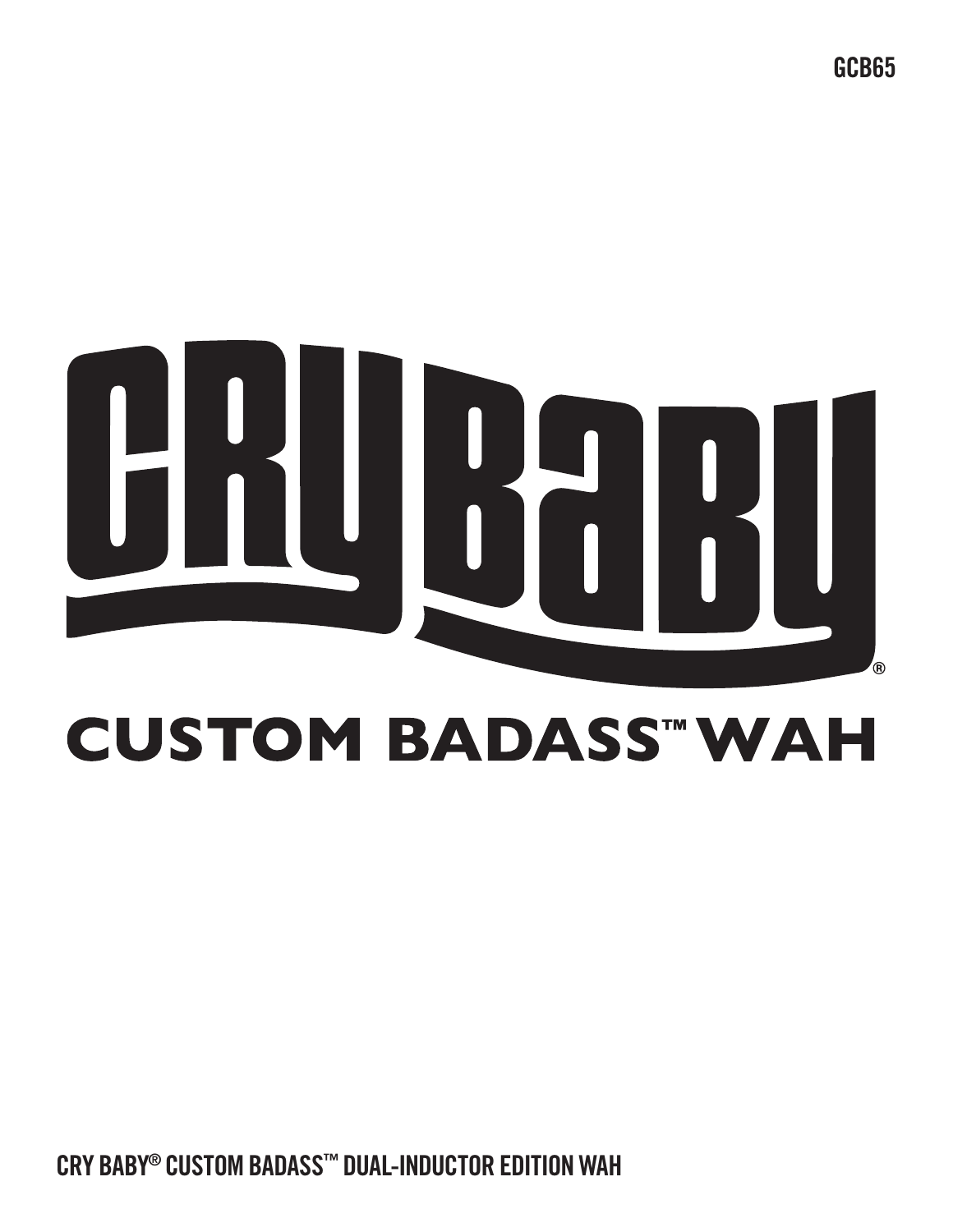GCB65

# CRYBABY®

## CUSTOM BADASS™ WAH

CRY BABY® CUSTOM BADASS™ DUAL-INDUCTOR EDITION WAH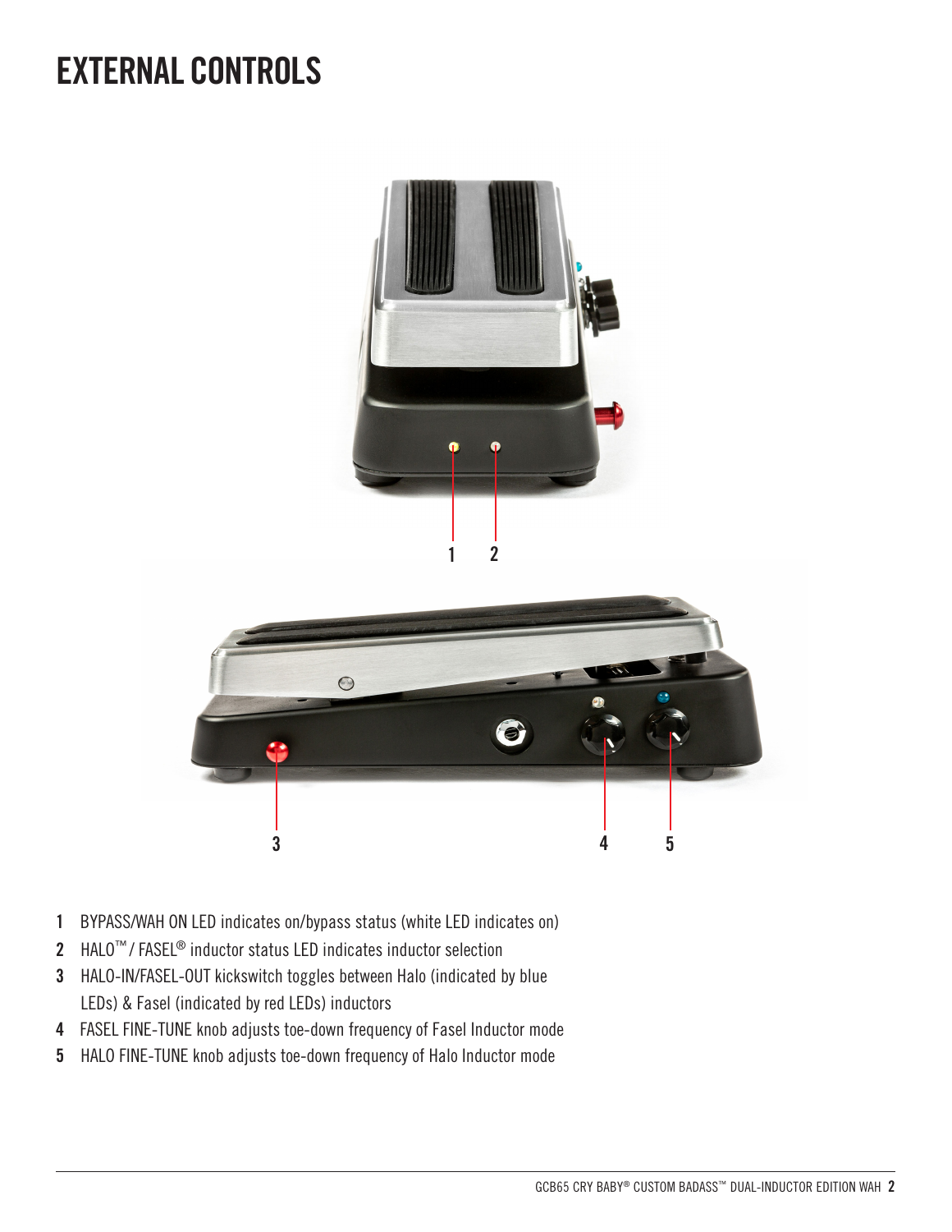# EXTERNAL CONTROLS

1 2

3 4 5

1. BYPASS/WAH ON LED indicates on/bypass status (white LED indicates on)
2. HALO™ / FASEL® inductor status LED indicates inductor selection
3. HALO-IN/FASEL-OUT kickswitch toggles between Halo (indicated by blue LEDs) & Fasel (indicated by red LEDs) inductors
4. FASEL FINE-TUNE knob adjusts toe-down frequency of Fasel Inductor mode
5. HALO FINE-TUNE knob adjusts toe-down frequency of Halo Inductor mode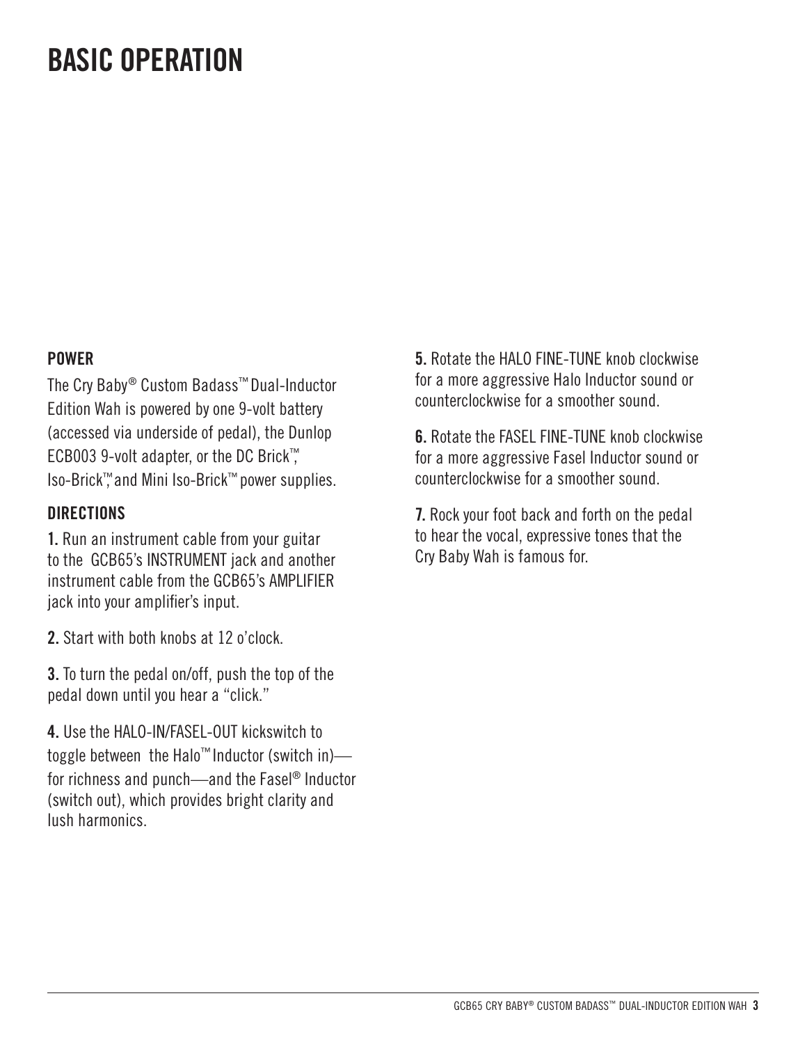# BASIC OPERATION

## POWER

The Cry Baby® Custom Badass™ Dual-Inductor Edition Wah is powered by one 9-volt battery (accessed via underside of pedal), the Dunlop ECB003 9-volt adapter, or the DC Brick™, Iso-Brick™, and Mini Iso-Brick™ power supplies.

## DIRECTIONS

**1.** Run an instrument cable from your guitar to the GCB65's INSTRUMENT jack and another instrument cable from the GCB65's AMPLIFIER jack into your amplifier's input.

**2.** Start with both knobs at 12 o'clock.

**3.** To turn the pedal on/off, push the top of the pedal down until you hear a "click."

**4.** Use the HALO-IN/FASEL-OUT kickswitch to toggle between the Halo™ Inductor (switch in)—for richness and punch—and the Fasel® Inductor (switch out), which provides bright clarity and lush harmonics.

**5.** Rotate the HALO FINE-TUNE knob clockwise for a more aggressive Halo Inductor sound or counterclockwise for a smoother sound.

**6.** Rotate the FASEL FINE-TUNE knob clockwise for a more aggressive Fasel Inductor sound or counterclockwise for a smoother sound.

**7.** Rock your foot back and forth on the pedal to hear the vocal, expressive tones that the Cry Baby Wah is famous for.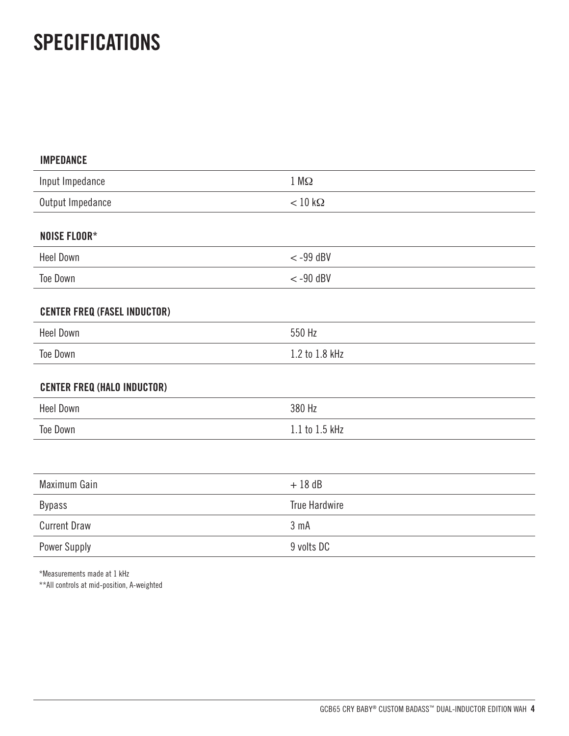# SPECIFICATIONS

| IMPEDANCE | |
|---|---|
| Input Impedance | 1 MΩ |
| Output Impedance | < 10 kΩ |

| NOISE FLOOR* | |
|---|---|
| Heel Down | < -99 dBV |
| Toe Down | < -90 dBV |

| CENTER FREQ (FASEL INDUCTOR) | |
|---|---|
| Heel Down | 550 Hz |
| Toe Down | 1.2 to 1.8 kHz |

| CENTER FREQ (HALO INDUCTOR) | |
|---|---|
| Heel Down | 380 Hz |
| Toe Down | 1.1 to 1.5 kHz |

| | |
|---|---|
| Maximum Gain | + 18 dB |
| Bypass | True Hardwire |
| Current Draw | 3 mA |
| Power Supply | 9 volts DC |

*Measurements made at 1 kHz

**All controls at mid-position, A-weighted